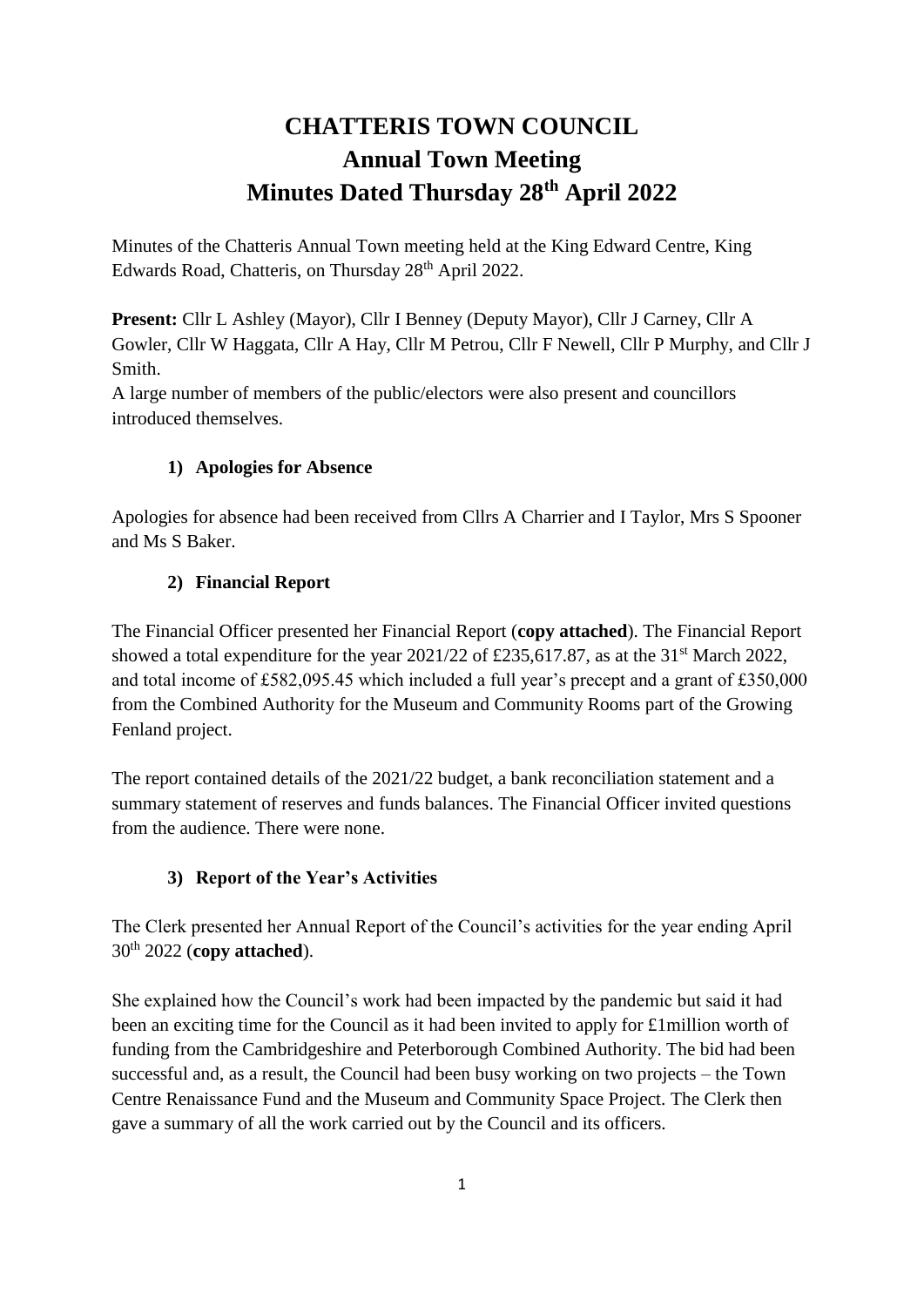# CHATTERIS TOWN COUNCIL
# Annual Town Meeting
# Minutes Dated Thursday 28th April 2022

Minutes of the Chatteris Annual Town meeting held at the King Edward Centre, King Edwards Road, Chatteris, on Thursday 28th April 2022.

**Present:** Cllr L Ashley (Mayor), Cllr I Benney (Deputy Mayor), Cllr J Carney, Cllr A Gowler, Cllr W Haggata, Cllr A Hay, Cllr M Petrou, Cllr F Newell, Cllr P Murphy, and Cllr J Smith.

A large number of members of the public/electors were also present and councillors introduced themselves.

### 1) Apologies for Absence

Apologies for absence had been received from Cllrs A Charrier and I Taylor, Mrs S Spooner and Ms S Baker.

### 2) Financial Report

The Financial Officer presented her Financial Report (**copy attached**). The Financial Report showed a total expenditure for the year 2021/22 of £235,617.87, as at the 31st March 2022, and total income of £582,095.45 which included a full year's precept and a grant of £350,000 from the Combined Authority for the Museum and Community Rooms part of the Growing Fenland project.

The report contained details of the 2021/22 budget, a bank reconciliation statement and a summary statement of reserves and funds balances. The Financial Officer invited questions from the audience. There were none.

### 3) Report of the Year's Activities

The Clerk presented her Annual Report of the Council's activities for the year ending April 30th 2022 (**copy attached**).

She explained how the Council's work had been impacted by the pandemic but said it had been an exciting time for the Council as it had been invited to apply for £1million worth of funding from the Cambridgeshire and Peterborough Combined Authority. The bid had been successful and, as a result, the Council had been busy working on two projects – the Town Centre Renaissance Fund and the Museum and Community Space Project. The Clerk then gave a summary of all the work carried out by the Council and its officers.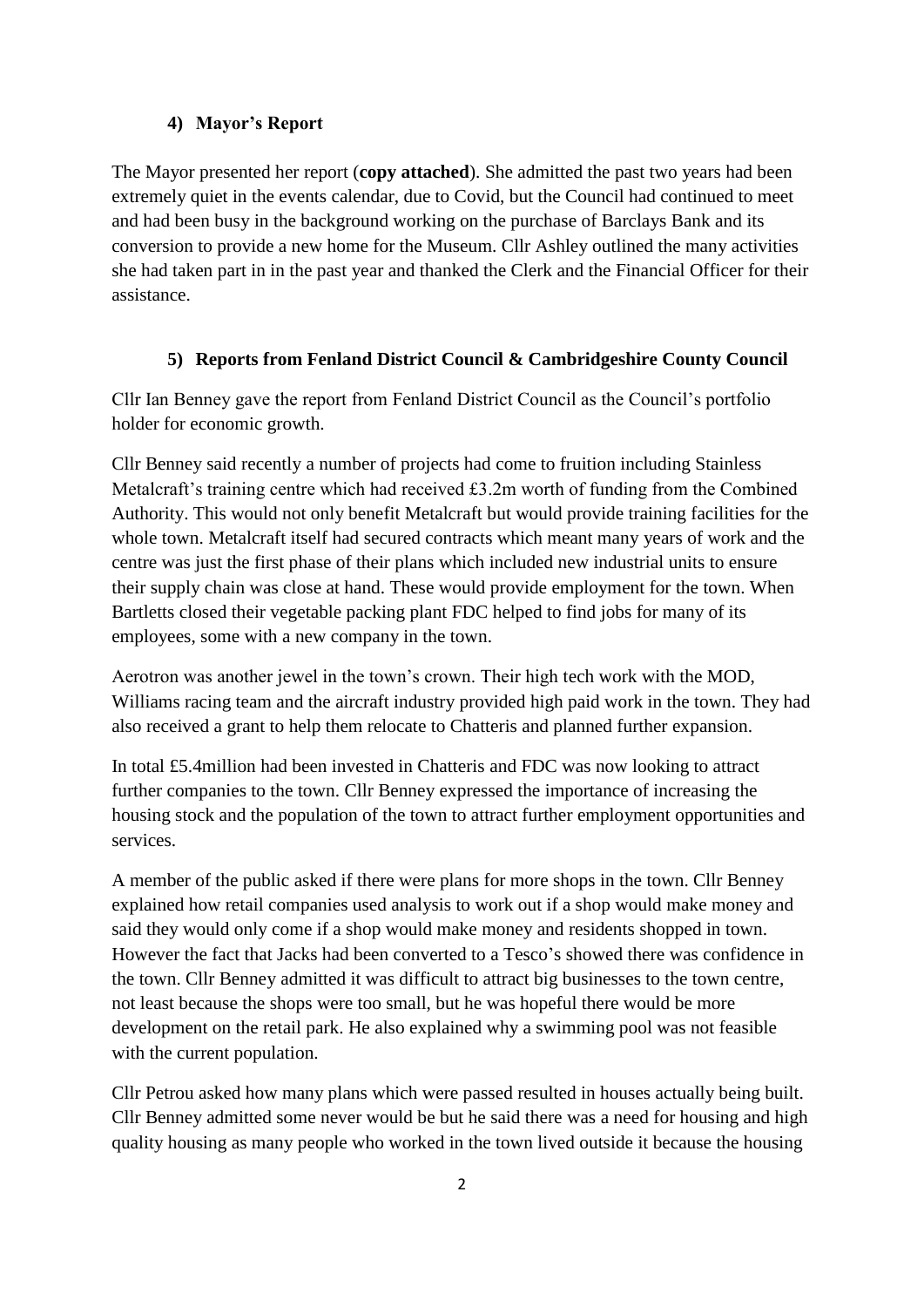### 4) Mayor's Report

The Mayor presented her report (**copy attached**). She admitted the past two years had been extremely quiet in the events calendar, due to Covid, but the Council had continued to meet and had been busy in the background working on the purchase of Barclays Bank and its conversion to provide a new home for the Museum. Cllr Ashley outlined the many activities she had taken part in in the past year and thanked the Clerk and the Financial Officer for their assistance.

### 5) Reports from Fenland District Council & Cambridgeshire County Council

Cllr Ian Benney gave the report from Fenland District Council as the Council's portfolio holder for economic growth.

Cllr Benney said recently a number of projects had come to fruition including Stainless Metalcraft's training centre which had received £3.2m worth of funding from the Combined Authority. This would not only benefit Metalcraft but would provide training facilities for the whole town. Metalcraft itself had secured contracts which meant many years of work and the centre was just the first phase of their plans which included new industrial units to ensure their supply chain was close at hand. These would provide employment for the town. When Bartletts closed their vegetable packing plant FDC helped to find jobs for many of its employees, some with a new company in the town.

Aerotron was another jewel in the town's crown. Their high tech work with the MOD, Williams racing team and the aircraft industry provided high paid work in the town. They had also received a grant to help them relocate to Chatteris and planned further expansion.

In total £5.4million had been invested in Chatteris and FDC was now looking to attract further companies to the town. Cllr Benney expressed the importance of increasing the housing stock and the population of the town to attract further employment opportunities and services.

A member of the public asked if there were plans for more shops in the town. Cllr Benney explained how retail companies used analysis to work out if a shop would make money and said they would only come if a shop would make money and residents shopped in town. However the fact that Jacks had been converted to a Tesco's showed there was confidence in the town. Cllr Benney admitted it was difficult to attract big businesses to the town centre, not least because the shops were too small, but he was hopeful there would be more development on the retail park. He also explained why a swimming pool was not feasible with the current population.

Cllr Petrou asked how many plans which were passed resulted in houses actually being built. Cllr Benney admitted some never would be but he said there was a need for housing and high quality housing as many people who worked in the town lived outside it because the housing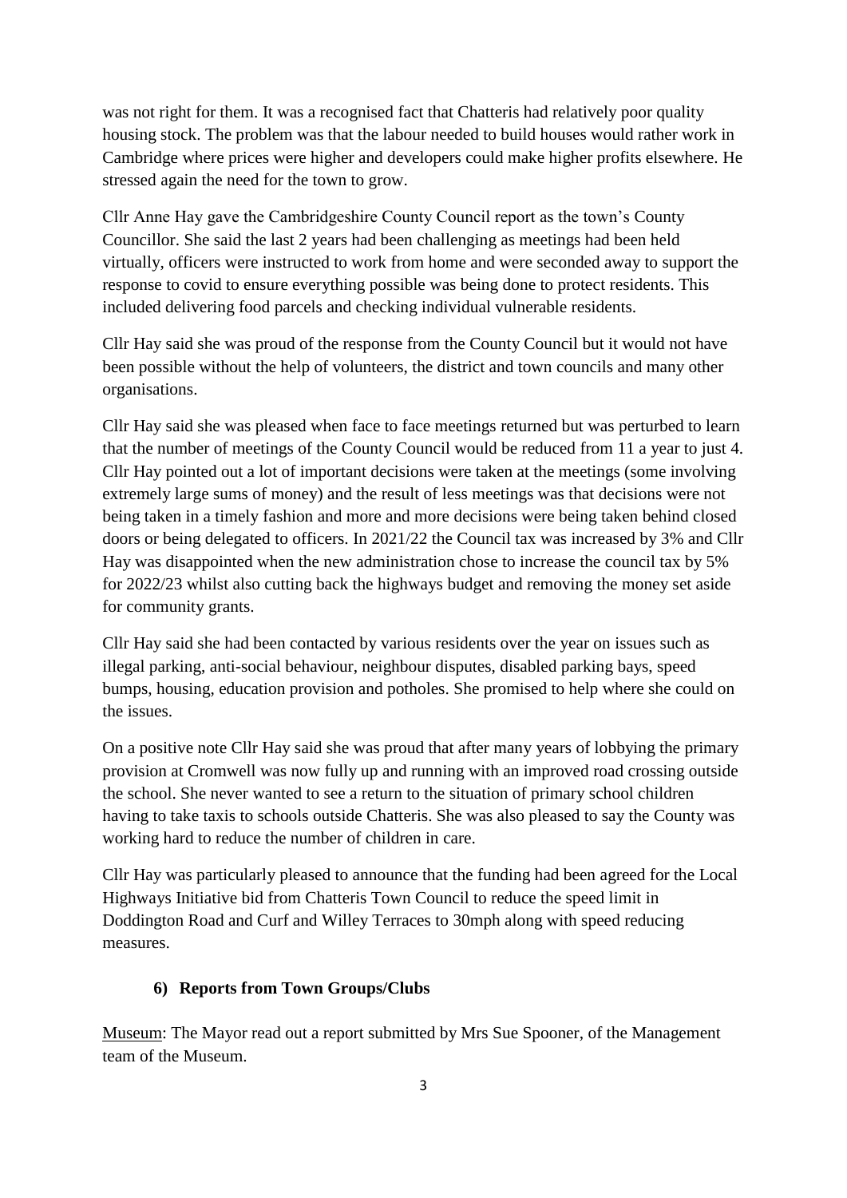was not right for them. It was a recognised fact that Chatteris had relatively poor quality housing stock. The problem was that the labour needed to build houses would rather work in Cambridge where prices were higher and developers could make higher profits elsewhere. He stressed again the need for the town to grow.

Cllr Anne Hay gave the Cambridgeshire County Council report as the town's County Councillor. She said the last 2 years had been challenging as meetings had been held virtually, officers were instructed to work from home and were seconded away to support the response to covid to ensure everything possible was being done to protect residents. This included delivering food parcels and checking individual vulnerable residents.

Cllr Hay said she was proud of the response from the County Council but it would not have been possible without the help of volunteers, the district and town councils and many other organisations.

Cllr Hay said she was pleased when face to face meetings returned but was perturbed to learn that the number of meetings of the County Council would be reduced from 11 a year to just 4. Cllr Hay pointed out a lot of important decisions were taken at the meetings (some involving extremely large sums of money) and the result of less meetings was that decisions were not being taken in a timely fashion and more and more decisions were being taken behind closed doors or being delegated to officers. In 2021/22 the Council tax was increased by 3% and Cllr Hay was disappointed when the new administration chose to increase the council tax by 5% for 2022/23 whilst also cutting back the highways budget and removing the money set aside for community grants.

Cllr Hay said she had been contacted by various residents over the year on issues such as illegal parking, anti-social behaviour, neighbour disputes, disabled parking bays, speed bumps, housing, education provision and potholes. She promised to help where she could on the issues.

On a positive note Cllr Hay said she was proud that after many years of lobbying the primary provision at Cromwell was now fully up and running with an improved road crossing outside the school. She never wanted to see a return to the situation of primary school children having to take taxis to schools outside Chatteris. She was also pleased to say the County was working hard to reduce the number of children in care.

Cllr Hay was particularly pleased to announce that the funding had been agreed for the Local Highways Initiative bid from Chatteris Town Council to reduce the speed limit in Doddington Road and Curf and Willey Terraces to 30mph along with speed reducing measures.

### 6) Reports from Town Groups/Clubs

Museum: The Mayor read out a report submitted by Mrs Sue Spooner, of the Management team of the Museum.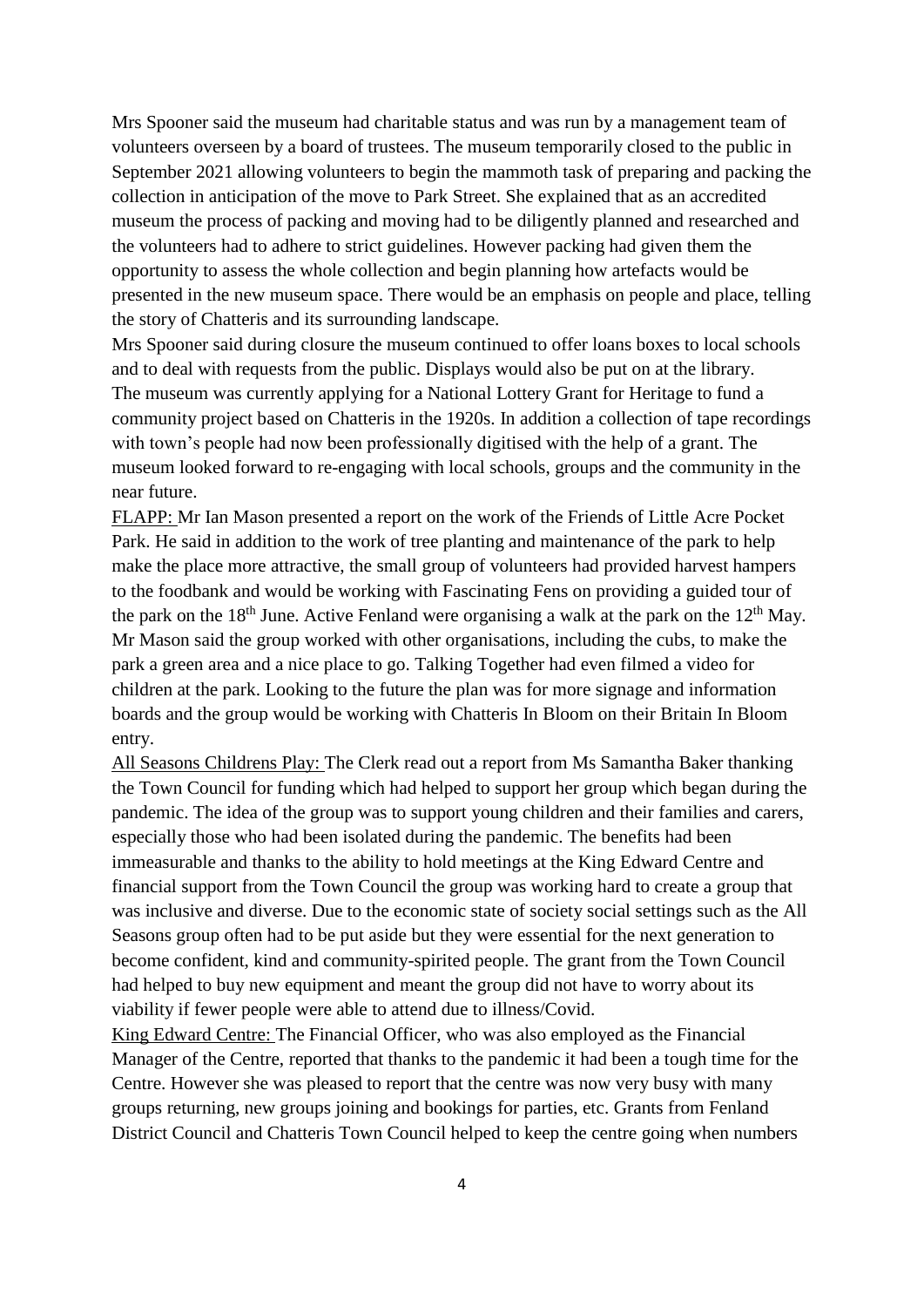Mrs Spooner said the museum had charitable status and was run by a management team of volunteers overseen by a board of trustees. The museum temporarily closed to the public in September 2021 allowing volunteers to begin the mammoth task of preparing and packing the collection in anticipation of the move to Park Street. She explained that as an accredited museum the process of packing and moving had to be diligently planned and researched and the volunteers had to adhere to strict guidelines. However packing had given them the opportunity to assess the whole collection and begin planning how artefacts would be presented in the new museum space. There would be an emphasis on people and place, telling the story of Chatteris and its surrounding landscape.

Mrs Spooner said during closure the museum continued to offer loans boxes to local schools and to deal with requests from the public. Displays would also be put on at the library.

The museum was currently applying for a National Lottery Grant for Heritage to fund a community project based on Chatteris in the 1920s. In addition a collection of tape recordings with town's people had now been professionally digitised with the help of a grant. The museum looked forward to re-engaging with local schools, groups and the community in the near future.

<u>FLAPP:</u> Mr Ian Mason presented a report on the work of the Friends of Little Acre Pocket Park. He said in addition to the work of tree planting and maintenance of the park to help make the place more attractive, the small group of volunteers had provided harvest hampers to the foodbank and would be working with Fascinating Fens on providing a guided tour of the park on the 18th June. Active Fenland were organising a walk at the park on the 12th May. Mr Mason said the group worked with other organisations, including the cubs, to make the park a green area and a nice place to go. Talking Together had even filmed a video for children at the park. Looking to the future the plan was for more signage and information boards and the group would be working with Chatteris In Bloom on their Britain In Bloom entry.

<u>All Seasons Childrens Play:</u> The Clerk read out a report from Ms Samantha Baker thanking the Town Council for funding which had helped to support her group which began during the pandemic. The idea of the group was to support young children and their families and carers, especially those who had been isolated during the pandemic. The benefits had been immeasurable and thanks to the ability to hold meetings at the King Edward Centre and financial support from the Town Council the group was working hard to create a group that was inclusive and diverse. Due to the economic state of society social settings such as the All Seasons group often had to be put aside but they were essential for the next generation to become confident, kind and community-spirited people. The grant from the Town Council had helped to buy new equipment and meant the group did not have to worry about its viability if fewer people were able to attend due to illness/Covid.

<u>King Edward Centre:</u> The Financial Officer, who was also employed as the Financial Manager of the Centre, reported that thanks to the pandemic it had been a tough time for the Centre. However she was pleased to report that the centre was now very busy with many groups returning, new groups joining and bookings for parties, etc. Grants from Fenland District Council and Chatteris Town Council helped to keep the centre going when numbers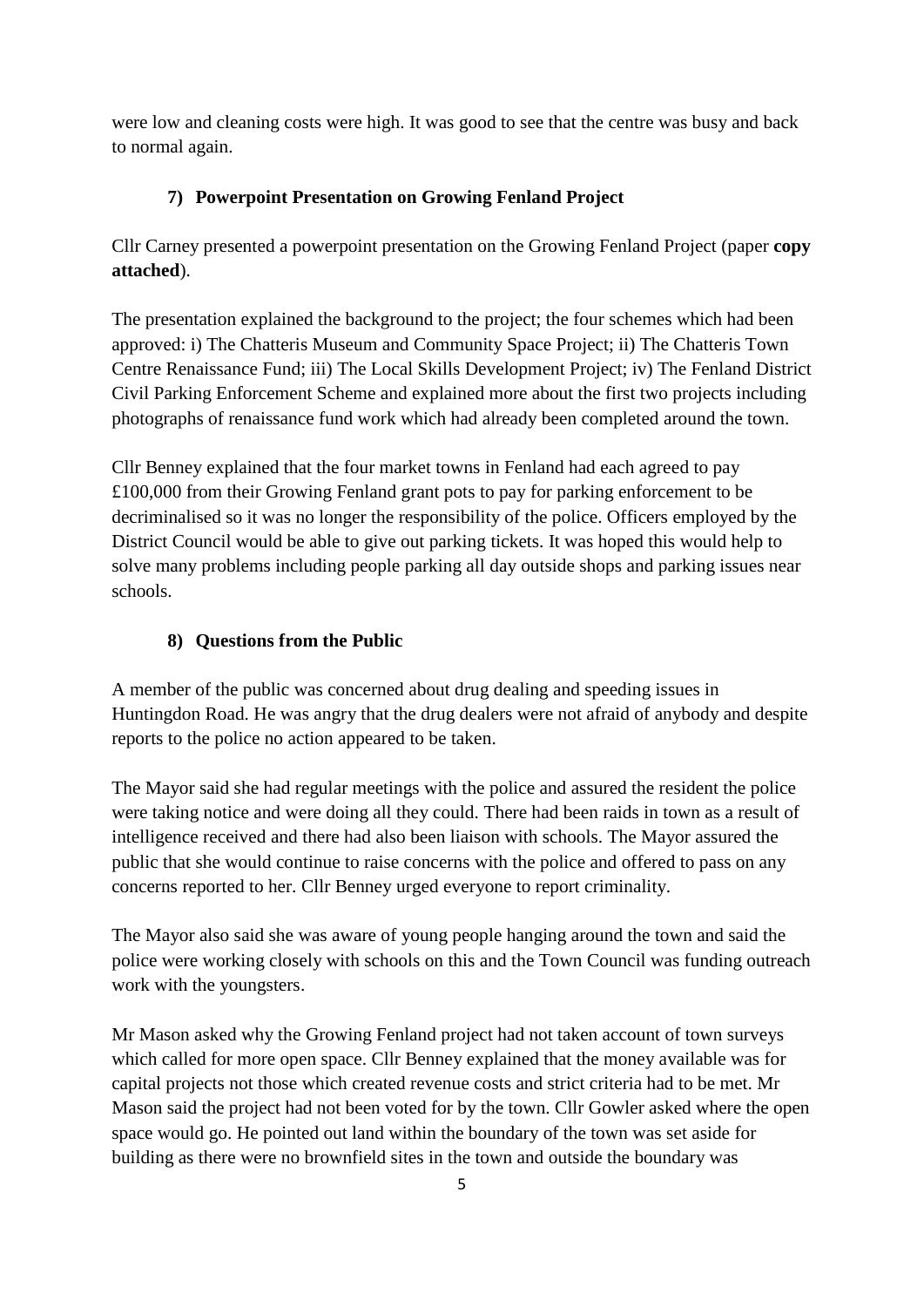were low and cleaning costs were high. It was good to see that the centre was busy and back to normal again.

### 7) Powerpoint Presentation on Growing Fenland Project

Cllr Carney presented a powerpoint presentation on the Growing Fenland Project (paper **copy attached**).

The presentation explained the background to the project; the four schemes which had been approved: i) The Chatteris Museum and Community Space Project; ii) The Chatteris Town Centre Renaissance Fund; iii) The Local Skills Development Project; iv) The Fenland District Civil Parking Enforcement Scheme and explained more about the first two projects including photographs of renaissance fund work which had already been completed around the town.

Cllr Benney explained that the four market towns in Fenland had each agreed to pay £100,000 from their Growing Fenland grant pots to pay for parking enforcement to be decriminalised so it was no longer the responsibility of the police. Officers employed by the District Council would be able to give out parking tickets. It was hoped this would help to solve many problems including people parking all day outside shops and parking issues near schools.

### 8) Questions from the Public

A member of the public was concerned about drug dealing and speeding issues in Huntingdon Road. He was angry that the drug dealers were not afraid of anybody and despite reports to the police no action appeared to be taken.

The Mayor said she had regular meetings with the police and assured the resident the police were taking notice and were doing all they could. There had been raids in town as a result of intelligence received and there had also been liaison with schools. The Mayor assured the public that she would continue to raise concerns with the police and offered to pass on any concerns reported to her. Cllr Benney urged everyone to report criminality.

The Mayor also said she was aware of young people hanging around the town and said the police were working closely with schools on this and the Town Council was funding outreach work with the youngsters.

Mr Mason asked why the Growing Fenland project had not taken account of town surveys which called for more open space. Cllr Benney explained that the money available was for capital projects not those which created revenue costs and strict criteria had to be met. Mr Mason said the project had not been voted for by the town. Cllr Gowler asked where the open space would go. He pointed out land within the boundary of the town was set aside for building as there were no brownfield sites in the town and outside the boundary was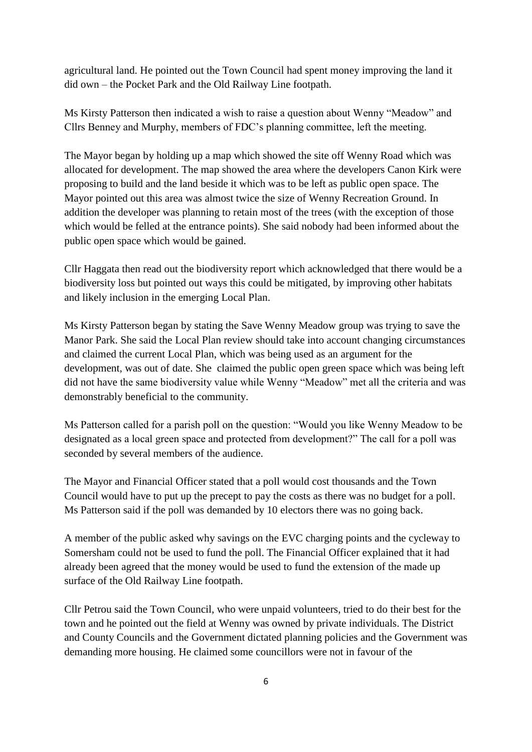agricultural land. He pointed out the Town Council had spent money improving the land it did own – the Pocket Park and the Old Railway Line footpath.

Ms Kirsty Patterson then indicated a wish to raise a question about Wenny "Meadow" and Cllrs Benney and Murphy, members of FDC's planning committee, left the meeting.

The Mayor began by holding up a map which showed the site off Wenny Road which was allocated for development. The map showed the area where the developers Canon Kirk were proposing to build and the land beside it which was to be left as public open space. The Mayor pointed out this area was almost twice the size of Wenny Recreation Ground. In addition the developer was planning to retain most of the trees (with the exception of those which would be felled at the entrance points). She said nobody had been informed about the public open space which would be gained.

Cllr Haggata then read out the biodiversity report which acknowledged that there would be a biodiversity loss but pointed out ways this could be mitigated, by improving other habitats and likely inclusion in the emerging Local Plan.

Ms Kirsty Patterson began by stating the Save Wenny Meadow group was trying to save the Manor Park. She said the Local Plan review should take into account changing circumstances and claimed the current Local Plan, which was being used as an argument for the development, was out of date. She claimed the public open green space which was being left did not have the same biodiversity value while Wenny "Meadow" met all the criteria and was demonstrably beneficial to the community.

Ms Patterson called for a parish poll on the question: "Would you like Wenny Meadow to be designated as a local green space and protected from development?" The call for a poll was seconded by several members of the audience.

The Mayor and Financial Officer stated that a poll would cost thousands and the Town Council would have to put up the precept to pay the costs as there was no budget for a poll. Ms Patterson said if the poll was demanded by 10 electors there was no going back.

A member of the public asked why savings on the EVC charging points and the cycleway to Somersham could not be used to fund the poll. The Financial Officer explained that it had already been agreed that the money would be used to fund the extension of the made up surface of the Old Railway Line footpath.

Cllr Petrou said the Town Council, who were unpaid volunteers, tried to do their best for the town and he pointed out the field at Wenny was owned by private individuals. The District and County Councils and the Government dictated planning policies and the Government was demanding more housing. He claimed some councillors were not in favour of the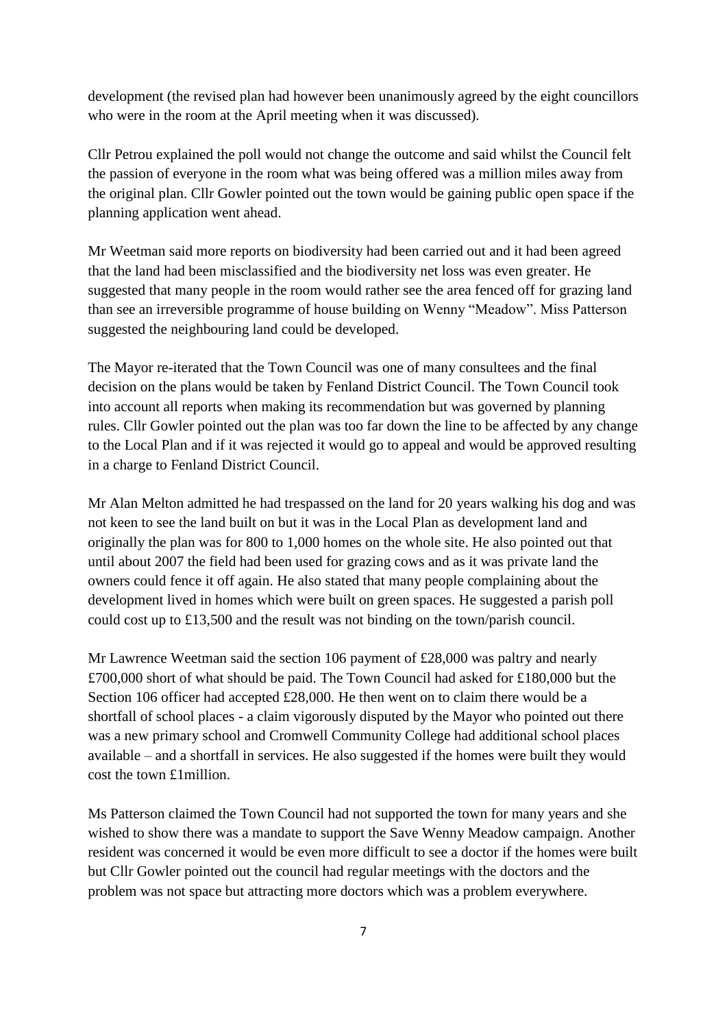development (the revised plan had however been unanimously agreed by the eight councillors who were in the room at the April meeting when it was discussed).

Cllr Petrou explained the poll would not change the outcome and said whilst the Council felt the passion of everyone in the room what was being offered was a million miles away from the original plan. Cllr Gowler pointed out the town would be gaining public open space if the planning application went ahead.

Mr Weetman said more reports on biodiversity had been carried out and it had been agreed that the land had been misclassified and the biodiversity net loss was even greater. He suggested that many people in the room would rather see the area fenced off for grazing land than see an irreversible programme of house building on Wenny "Meadow". Miss Patterson suggested the neighbouring land could be developed.

The Mayor re-iterated that the Town Council was one of many consultees and the final decision on the plans would be taken by Fenland District Council. The Town Council took into account all reports when making its recommendation but was governed by planning rules. Cllr Gowler pointed out the plan was too far down the line to be affected by any change to the Local Plan and if it was rejected it would go to appeal and would be approved resulting in a charge to Fenland District Council.

Mr Alan Melton admitted he had trespassed on the land for 20 years walking his dog and was not keen to see the land built on but it was in the Local Plan as development land and originally the plan was for 800 to 1,000 homes on the whole site. He also pointed out that until about 2007 the field had been used for grazing cows and as it was private land the owners could fence it off again. He also stated that many people complaining about the development lived in homes which were built on green spaces. He suggested a parish poll could cost up to £13,500 and the result was not binding on the town/parish council.

Mr Lawrence Weetman said the section 106 payment of £28,000 was paltry and nearly £700,000 short of what should be paid. The Town Council had asked for £180,000 but the Section 106 officer had accepted £28,000. He then went on to claim there would be a shortfall of school places - a claim vigorously disputed by the Mayor who pointed out there was a new primary school and Cromwell Community College had additional school places available – and a shortfall in services. He also suggested if the homes were built they would cost the town £1million.

Ms Patterson claimed the Town Council had not supported the town for many years and she wished to show there was a mandate to support the Save Wenny Meadow campaign. Another resident was concerned it would be even more difficult to see a doctor if the homes were built but Cllr Gowler pointed out the council had regular meetings with the doctors and the problem was not space but attracting more doctors which was a problem everywhere.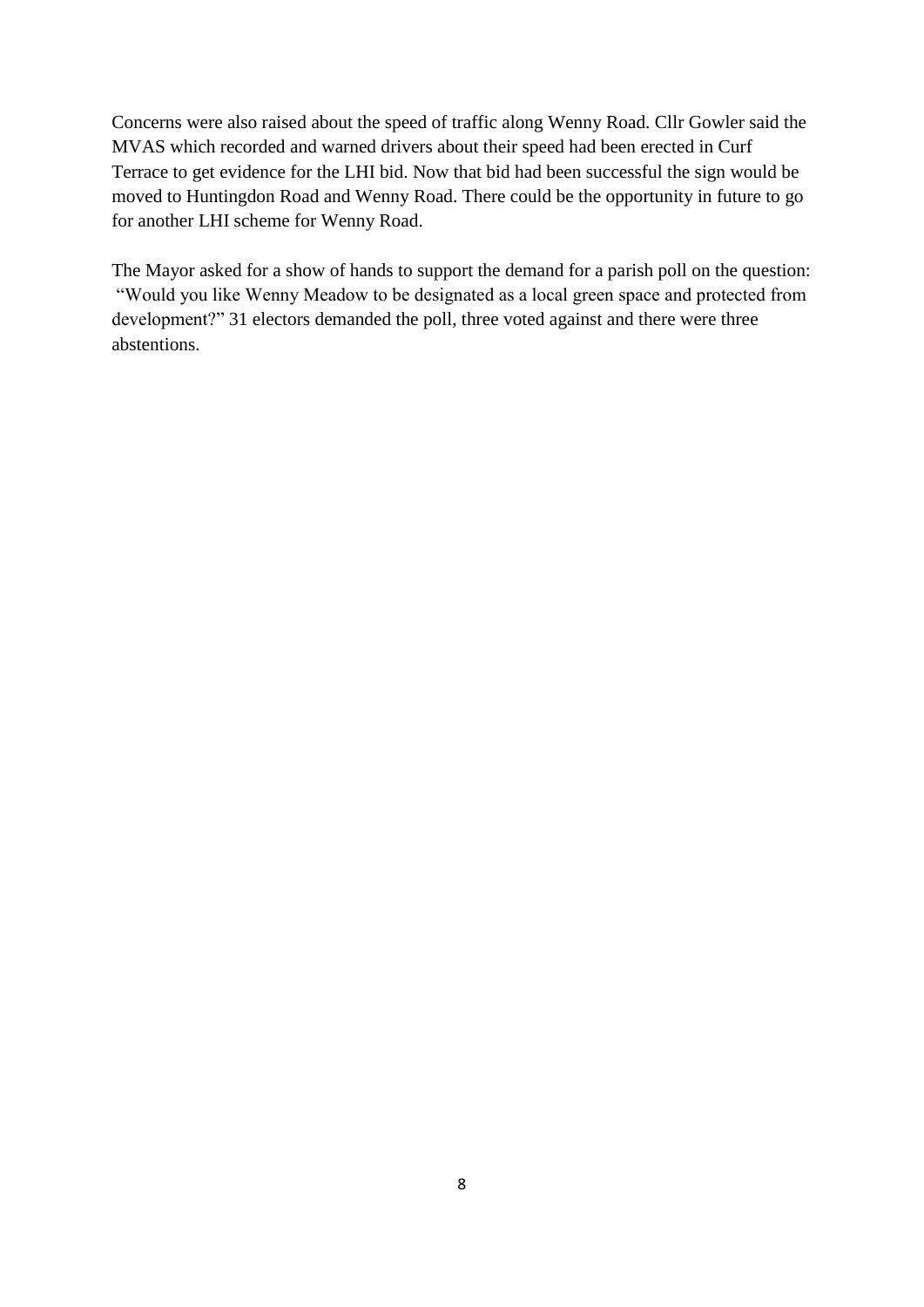Concerns were also raised about the speed of traffic along Wenny Road. Cllr Gowler said the MVAS which recorded and warned drivers about their speed had been erected in Curf Terrace to get evidence for the LHI bid. Now that bid had been successful the sign would be moved to Huntingdon Road and Wenny Road. There could be the opportunity in future to go for another LHI scheme for Wenny Road.

The Mayor asked for a show of hands to support the demand for a parish poll on the question: "Would you like Wenny Meadow to be designated as a local green space and protected from development?" 31 electors demanded the poll, three voted against and there were three abstentions.